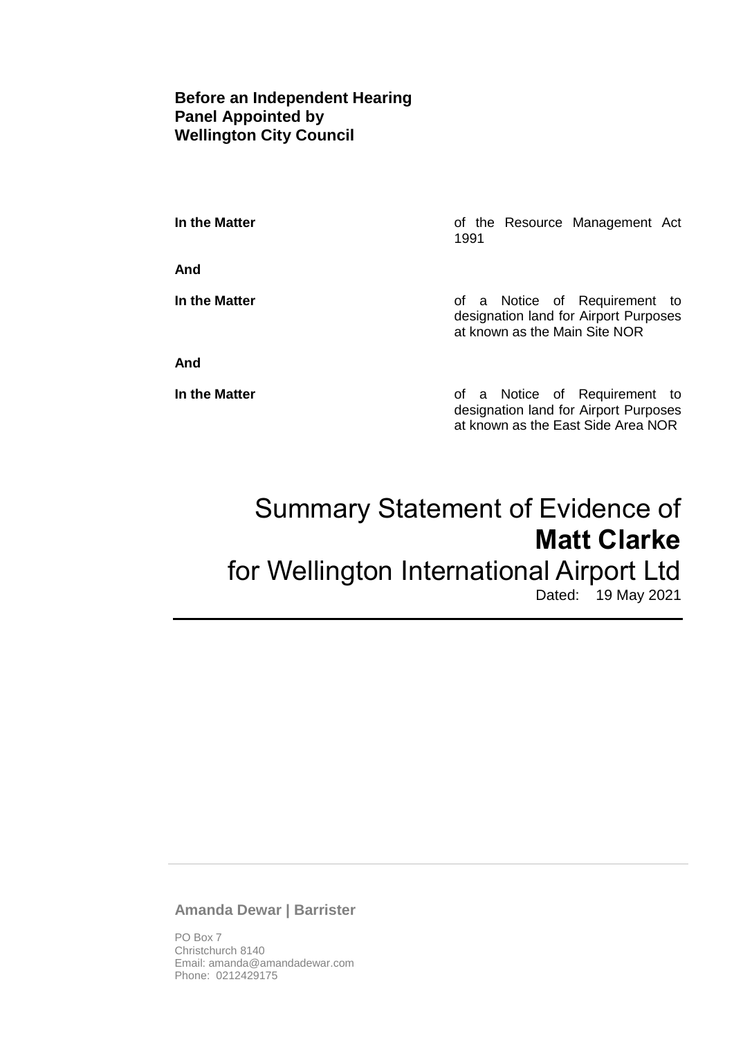**Before an Independent Hearing Panel Appointed by Wellington City Council**

| | |
|---|---|
| **In the Matter** | of the Resource Management Act 1991 |
| **And** | |
| **In the Matter** | of a Notice of Requirement to designation land for Airport Purposes at known as the Main Site NOR |
| **And** | |
| **In the Matter** | of a Notice of Requirement to designation land for Airport Purposes at known as the East Side Area NOR |

# Summary Statement of Evidence of **Matt Clarke** for Wellington International Airport Ltd

Dated: 19 May 2021

---

**Amanda Dewar | Barrister**

PO Box 7
Christchurch 8140
Email: amanda@amandadewar.com
Phone: 0212429175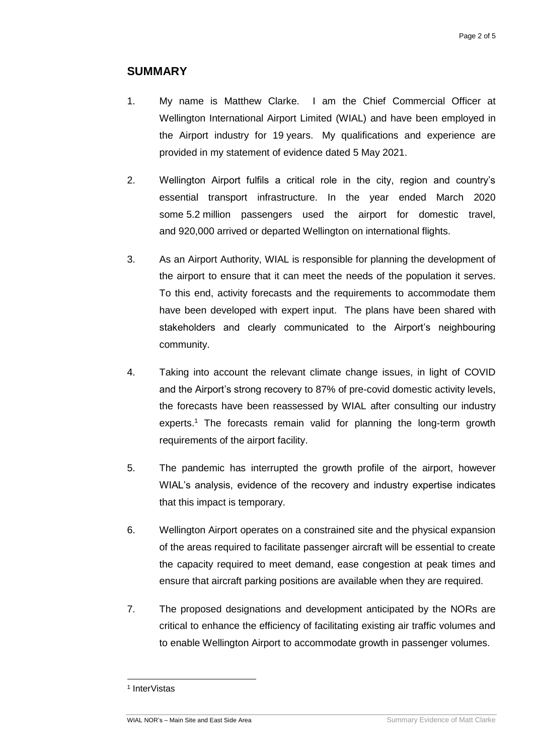## SUMMARY

1. My name is Matthew Clarke. I am the Chief Commercial Officer at Wellington International Airport Limited (WIAL) and have been employed in the Airport industry for 19 years. My qualifications and experience are provided in my statement of evidence dated 5 May 2021.

2. Wellington Airport fulfils a critical role in the city, region and country's essential transport infrastructure. In the year ended March 2020 some 5.2 million passengers used the airport for domestic travel, and 920,000 arrived or departed Wellington on international flights.

3. As an Airport Authority, WIAL is responsible for planning the development of the airport to ensure that it can meet the needs of the population it serves. To this end, activity forecasts and the requirements to accommodate them have been developed with expert input. The plans have been shared with stakeholders and clearly communicated to the Airport's neighbouring community.

4. Taking into account the relevant climate change issues, in light of COVID and the Airport's strong recovery to 87% of pre-covid domestic activity levels, the forecasts have been reassessed by WIAL after consulting our industry experts.[1] The forecasts remain valid for planning the long-term growth requirements of the airport facility.

5. The pandemic has interrupted the growth profile of the airport, however WIAL's analysis, evidence of the recovery and industry expertise indicates that this impact is temporary.

6. Wellington Airport operates on a constrained site and the physical expansion of the areas required to facilitate passenger aircraft will be essential to create the capacity required to meet demand, ease congestion at peak times and ensure that aircraft parking positions are available when they are required.

7. The proposed designations and development anticipated by the NORs are critical to enhance the efficiency of facilitating existing air traffic volumes and to enable Wellington Airport to accommodate growth in passenger volumes.

---

[1] InterVistas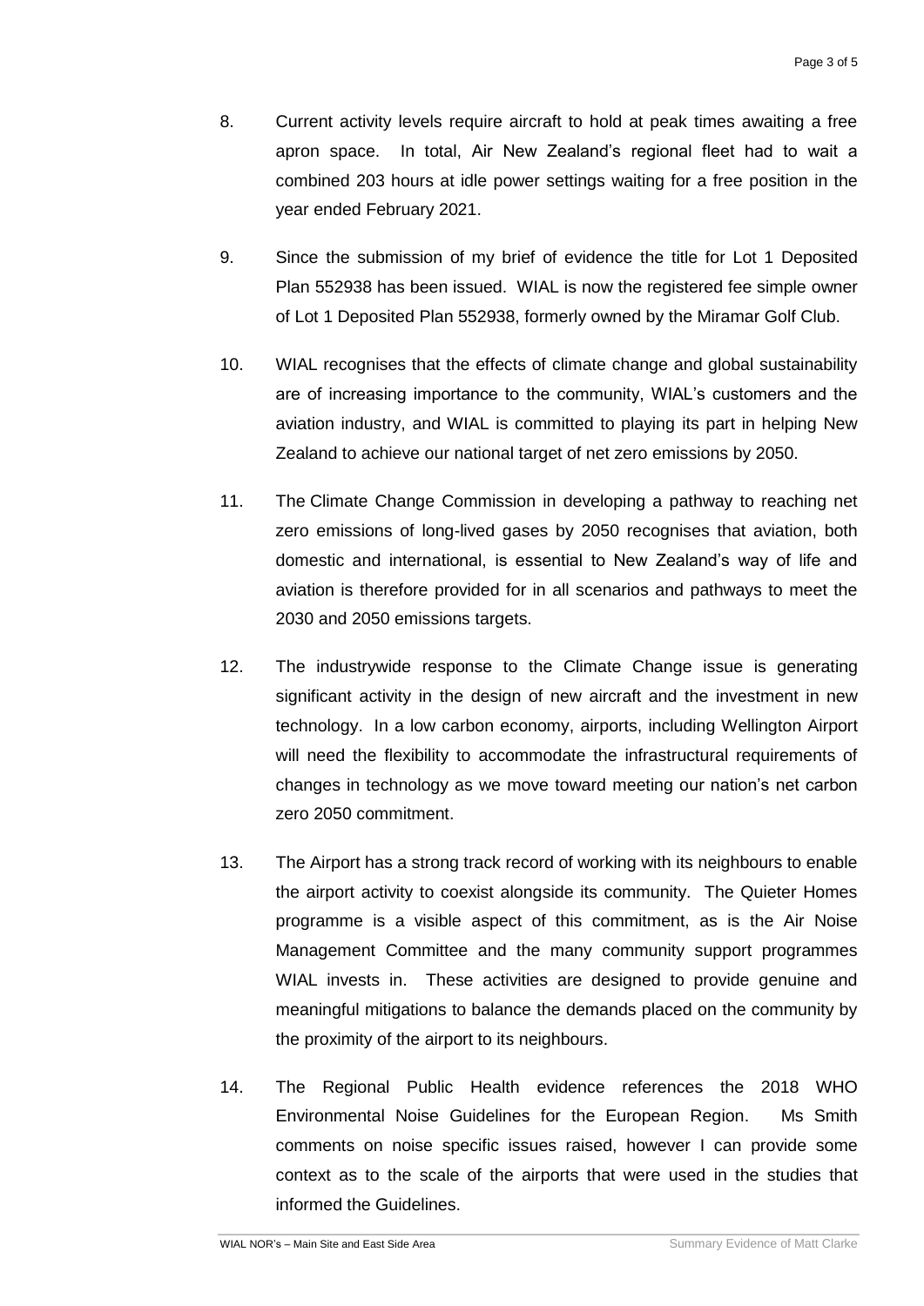8. Current activity levels require aircraft to hold at peak times awaiting a free apron space. In total, Air New Zealand's regional fleet had to wait a combined 203 hours at idle power settings waiting for a free position in the year ended February 2021.

9. Since the submission of my brief of evidence the title for Lot 1 Deposited Plan 552938 has been issued. WIAL is now the registered fee simple owner of Lot 1 Deposited Plan 552938, formerly owned by the Miramar Golf Club.

10. WIAL recognises that the effects of climate change and global sustainability are of increasing importance to the community, WIAL's customers and the aviation industry, and WIAL is committed to playing its part in helping New Zealand to achieve our national target of net zero emissions by 2050.

11. The Climate Change Commission in developing a pathway to reaching net zero emissions of long-lived gases by 2050 recognises that aviation, both domestic and international, is essential to New Zealand's way of life and aviation is therefore provided for in all scenarios and pathways to meet the 2030 and 2050 emissions targets.

12. The industrywide response to the Climate Change issue is generating significant activity in the design of new aircraft and the investment in new technology. In a low carbon economy, airports, including Wellington Airport will need the flexibility to accommodate the infrastructural requirements of changes in technology as we move toward meeting our nation's net carbon zero 2050 commitment.

13. The Airport has a strong track record of working with its neighbours to enable the airport activity to coexist alongside its community. The Quieter Homes programme is a visible aspect of this commitment, as is the Air Noise Management Committee and the many community support programmes WIAL invests in. These activities are designed to provide genuine and meaningful mitigations to balance the demands placed on the community by the proximity of the airport to its neighbours.

14. The Regional Public Health evidence references the 2018 WHO Environmental Noise Guidelines for the European Region. Ms Smith comments on noise specific issues raised, however I can provide some context as to the scale of the airports that were used in the studies that informed the Guidelines.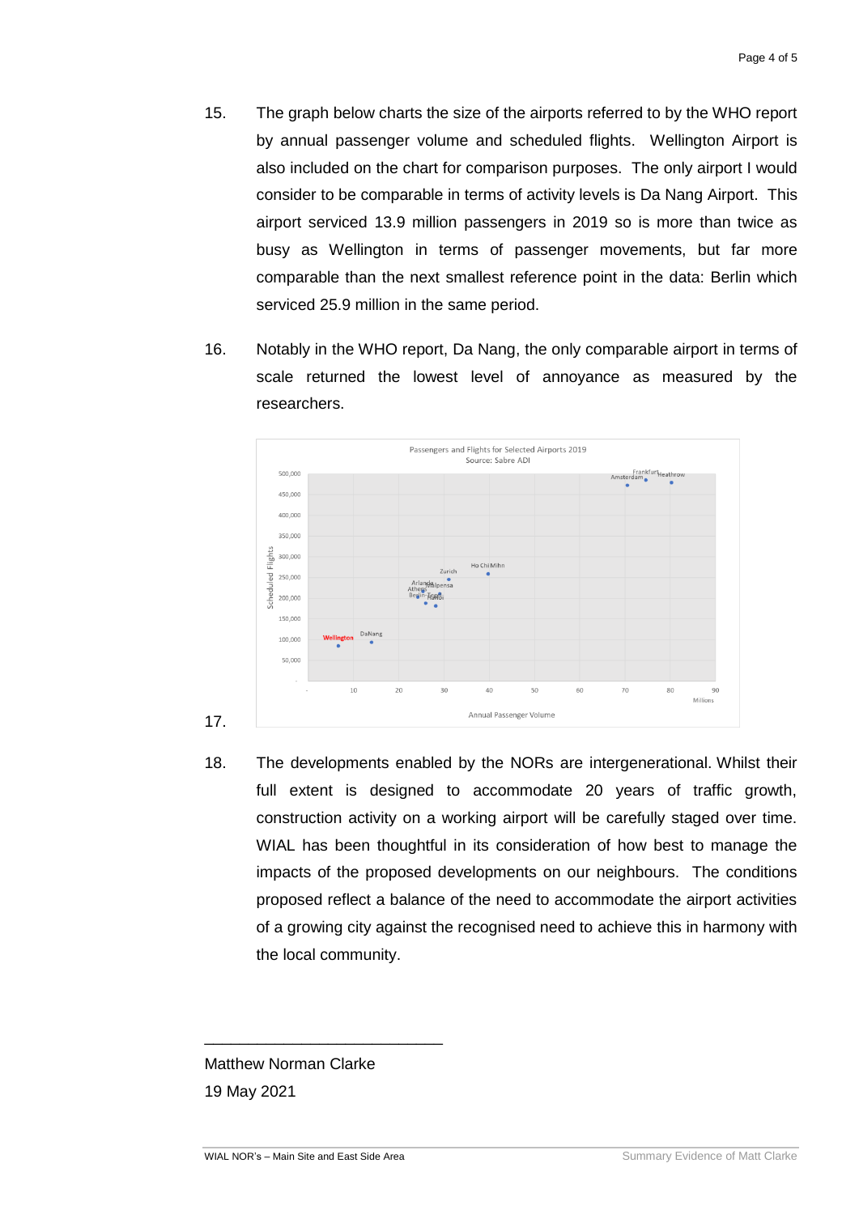15. The graph below charts the size of the airports referred to by the WHO report by annual passenger volume and scheduled flights. Wellington Airport is also included on the chart for comparison purposes. The only airport I would consider to be comparable in terms of activity levels is Da Nang Airport. This airport serviced 13.9 million passengers in 2019 so is more than twice as busy as Wellington in terms of passenger movements, but far more comparable than the next smallest reference point in the data: Berlin which serviced 25.9 million in the same period.

16. Notably in the WHO report, Da Nang, the only comparable airport in terms of scale returned the lowest level of annoyance as measured by the researchers.

17.

18. The developments enabled by the NORs are intergenerational. Whilst their full extent is designed to accommodate 20 years of traffic growth, construction activity on a working airport will be carefully staged over time. WIAL has been thoughtful in its consideration of how best to manage the impacts of the proposed developments on our neighbours. The conditions proposed reflect a balance of the need to accommodate the airport activities of a growing city against the recognised need to achieve this in harmony with the local community.

\_\_\_\_\_\_\_\_\_\_\_\_\_\_\_\_\_\_\_\_\_\_\_\_\_\_\_

Matthew Norman Clarke

19 May 2021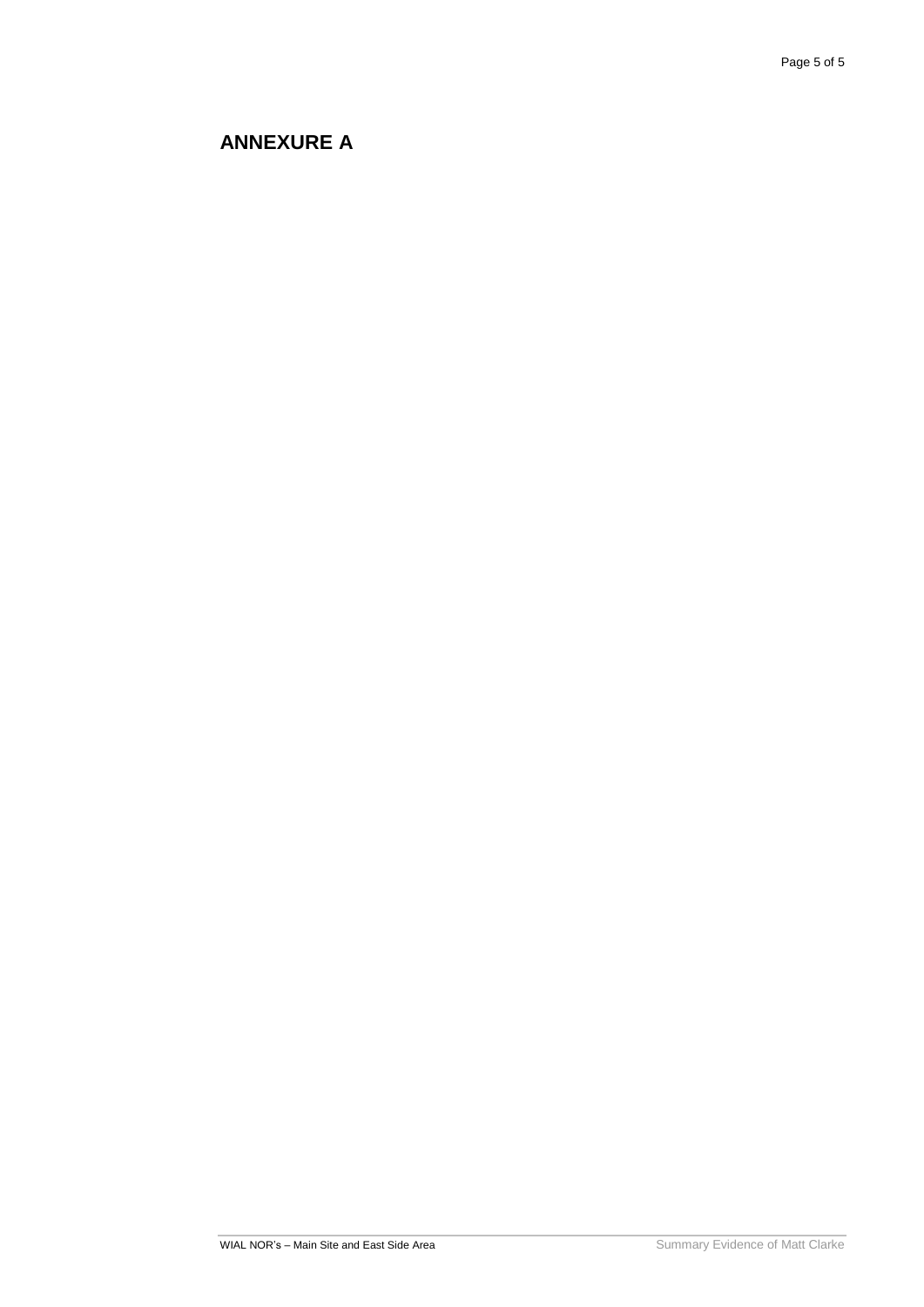## ANNEXURE A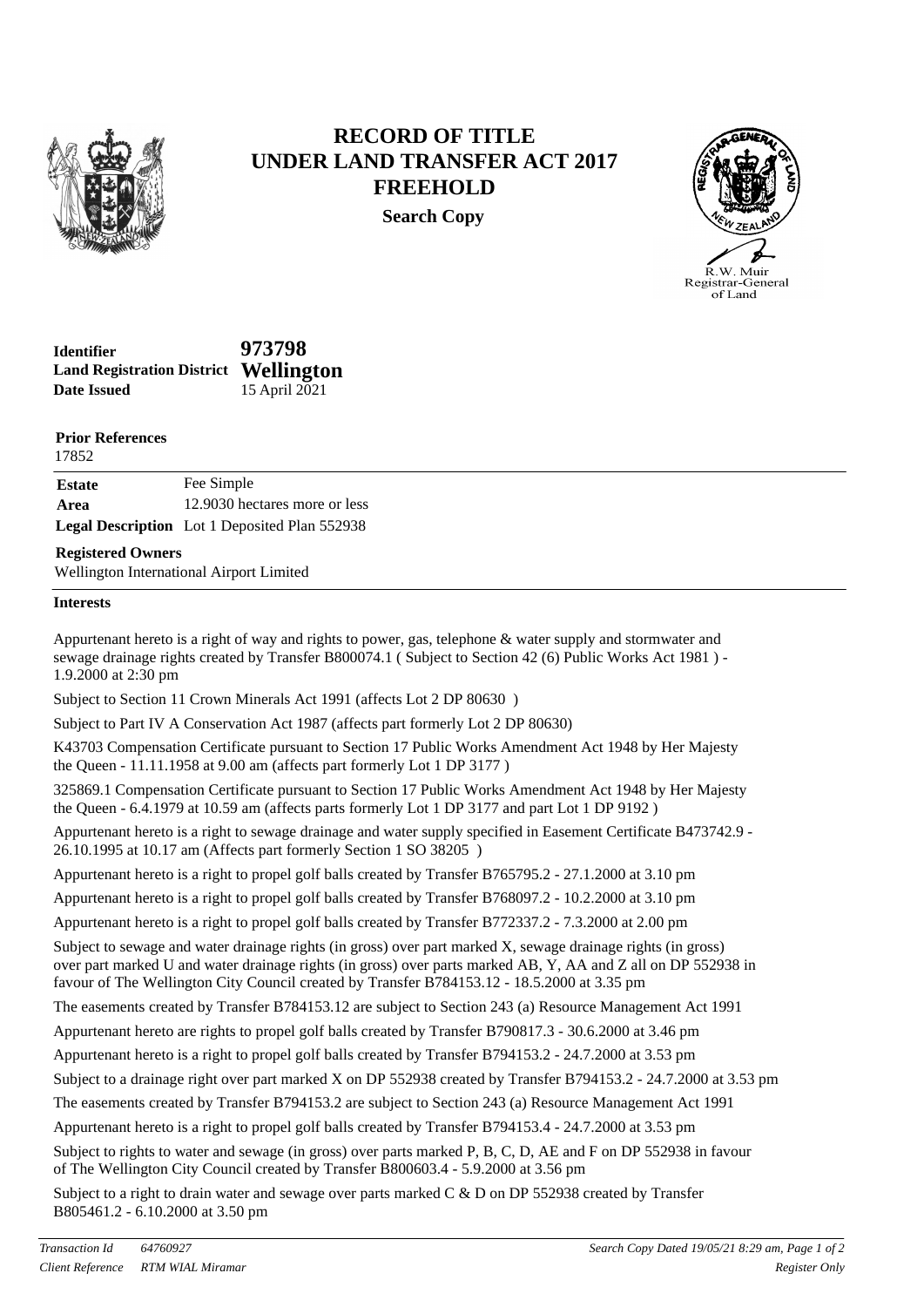# RECORD OF TITLE
# UNDER LAND TRANSFER ACT 2017
# FREEHOLD

**Search Copy**

R.W. Muir
Registrar-General
of Land

**Identifier** **973798**
**Land Registration District** **Wellington**
**Date Issued** 15 April 2021

**Prior References**
17852

| | |
|---|---|
| **Estate** | Fee Simple |
| **Area** | 12.9030 hectares more or less |
| **Legal Description** | Lot 1 Deposited Plan 552938 |

**Registered Owners**
Wellington International Airport Limited

**Interests**

Appurtenant hereto is a right of way and rights to power, gas, telephone & water supply and stormwater and sewage drainage rights created by Transfer B800074.1 ( Subject to Section 42 (6) Public Works Act 1981 ) - 1.9.2000 at 2:30 pm

Subject to Section 11 Crown Minerals Act 1991 (affects Lot 2 DP 80630 )

Subject to Part IV A Conservation Act 1987 (affects part formerly Lot 2 DP 80630)

K43703 Compensation Certificate pursuant to Section 17 Public Works Amendment Act 1948 by Her Majesty the Queen - 11.11.1958 at 9.00 am (affects part formerly Lot 1 DP 3177 )

325869.1 Compensation Certificate pursuant to Section 17 Public Works Amendment Act 1948 by Her Majesty the Queen - 6.4.1979 at 10.59 am (affects parts formerly Lot 1 DP 3177 and part Lot 1 DP 9192 )

Appurtenant hereto is a right to sewage drainage and water supply specified in Easement Certificate B473742.9 - 26.10.1995 at 10.17 am (Affects part formerly Section 1 SO 38205 )

Appurtenant hereto is a right to propel golf balls created by Transfer B765795.2 - 27.1.2000 at 3.10 pm

Appurtenant hereto is a right to propel golf balls created by Transfer B768097.2 - 10.2.2000 at 3.10 pm

Appurtenant hereto is a right to propel golf balls created by Transfer B772337.2 - 7.3.2000 at 2.00 pm

Subject to sewage and water drainage rights (in gross) over part marked X, sewage drainage rights (in gross) over part marked U and water drainage rights (in gross) over parts marked AB, Y, AA and Z all on DP 552938 in favour of The Wellington City Council created by Transfer B784153.12 - 18.5.2000 at 3.35 pm

The easements created by Transfer B784153.12 are subject to Section 243 (a) Resource Management Act 1991

Appurtenant hereto are rights to propel golf balls created by Transfer B790817.3 - 30.6.2000 at 3.46 pm

Appurtenant hereto is a right to propel golf balls created by Transfer B794153.2 - 24.7.2000 at 3.53 pm

Subject to a drainage right over part marked X on DP 552938 created by Transfer B794153.2 - 24.7.2000 at 3.53 pm

The easements created by Transfer B794153.2 are subject to Section 243 (a) Resource Management Act 1991

Appurtenant hereto is a right to propel golf balls created by Transfer B794153.4 - 24.7.2000 at 3.53 pm

Subject to rights to water and sewage (in gross) over parts marked P, B, C, D, AE and F on DP 552938 in favour of The Wellington City Council created by Transfer B800603.4 - 5.9.2000 at 3.56 pm

Subject to a right to drain water and sewage over parts marked C & D on DP 552938 created by Transfer B805461.2 - 6.10.2000 at 3.50 pm

*Transaction Id* *64760927* *Search Copy Dated 19/05/21 8:29 am, Page 1 of 2*
*Client Reference* *RTM WIAL Miramar* *Register Only*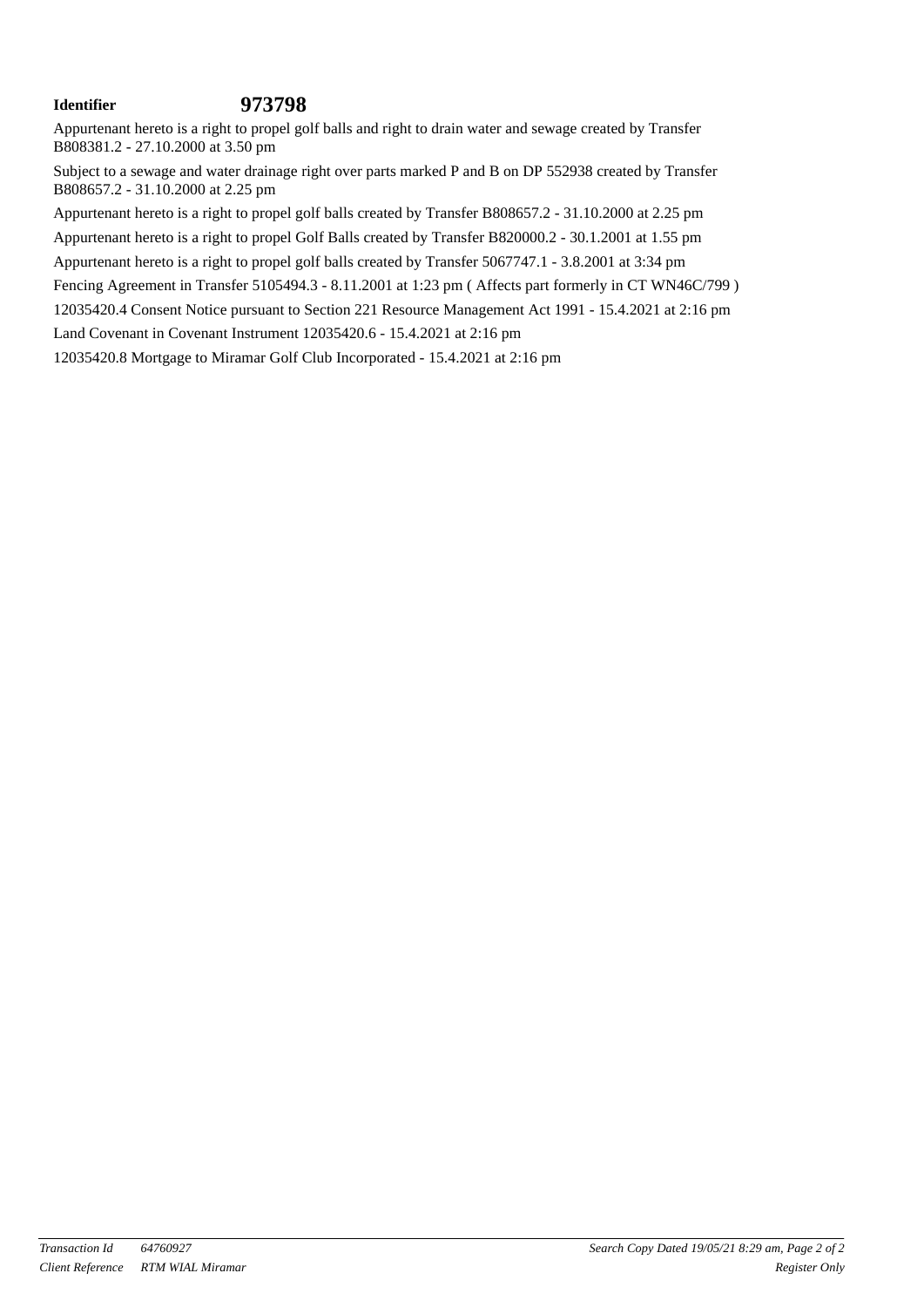**Identifier** **973798**

Appurtenant hereto is a right to propel golf balls and right to drain water and sewage created by Transfer B808381.2 - 27.10.2000 at 3.50 pm

Subject to a sewage and water drainage right over parts marked P and B on DP 552938 created by Transfer B808657.2 - 31.10.2000 at 2.25 pm

Appurtenant hereto is a right to propel golf balls created by Transfer B808657.2 - 31.10.2000 at 2.25 pm

Appurtenant hereto is a right to propel Golf Balls created by Transfer B820000.2 - 30.1.2001 at 1.55 pm

Appurtenant hereto is a right to propel golf balls created by Transfer 5067747.1 - 3.8.2001 at 3:34 pm

Fencing Agreement in Transfer 5105494.3 - 8.11.2001 at 1:23 pm ( Affects part formerly in CT WN46C/799 )

12035420.4 Consent Notice pursuant to Section 221 Resource Management Act 1991 - 15.4.2021 at 2:16 pm

Land Covenant in Covenant Instrument 12035420.6 - 15.4.2021 at 2:16 pm

12035420.8 Mortgage to Miramar Golf Club Incorporated - 15.4.2021 at 2:16 pm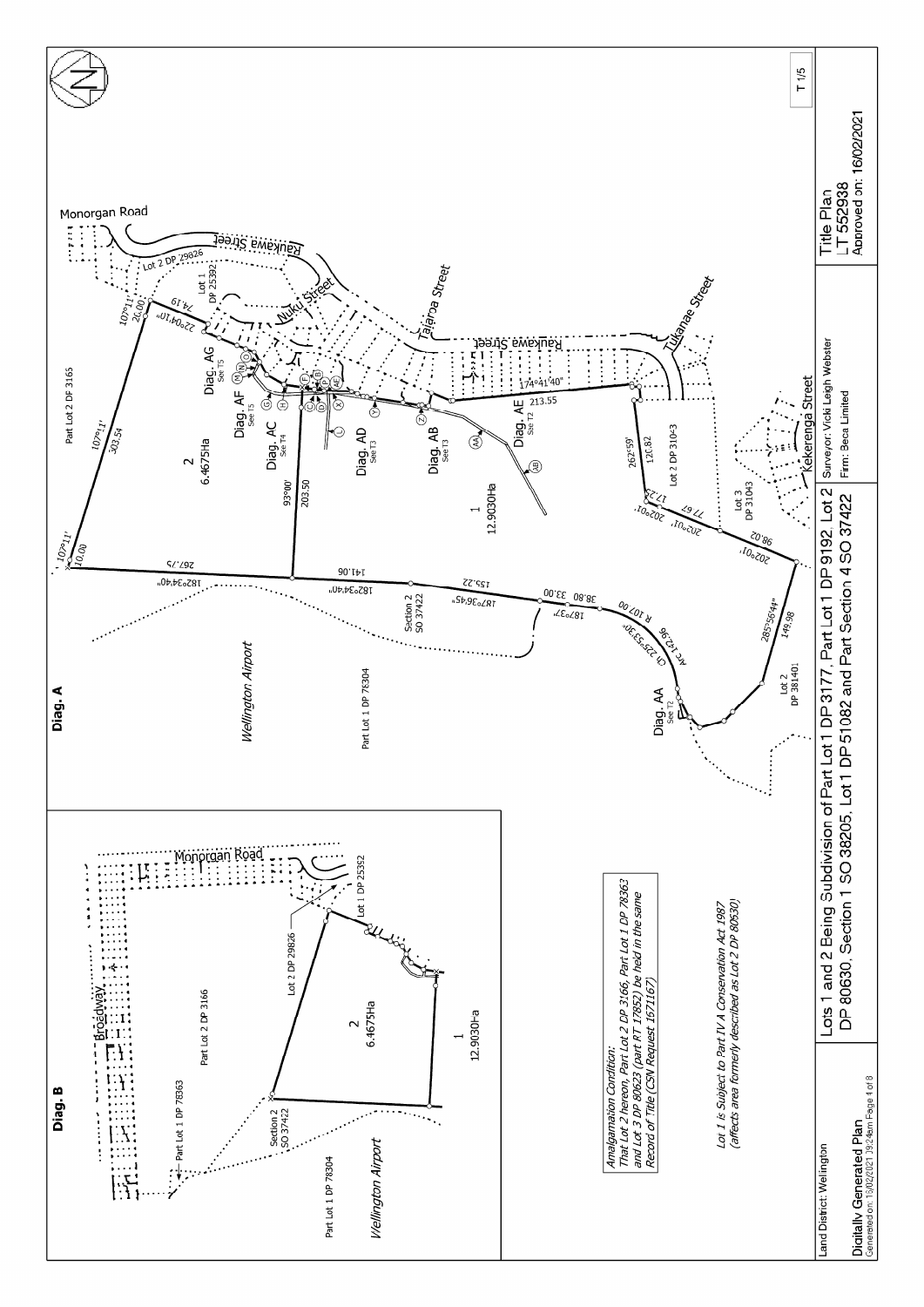**Diag. A**

**Diag. B**

*Amalgamation Condition:*
*That Lot 2 hereon, Part Lot 2 DP 3166, Part Lot 1 DP 78363 and Lot 3 DP 80623 (part RT 17852) be held in the same Record of Title (CSN Request 1671167)*

*Lot 1 is Subject to Part IV A Conservation Act 1987 (affects area formerly described as Lot 2 DP 80530)*

Lots 1 and 2 Being Subdivision of Part Lot 1 DP 3177, Part Lot 1 DP 9192, Lot 2 DP 80630, Section 1 SO 38205, Lot 1 DP 51082 and Part Section 4 SO 37422

Land District: Wellington

Surveyor: Vicki Leigh Webster
Firm: Beca Limited

Title Plan
LT 552938
Approved on: 16/02/2021

T 1/5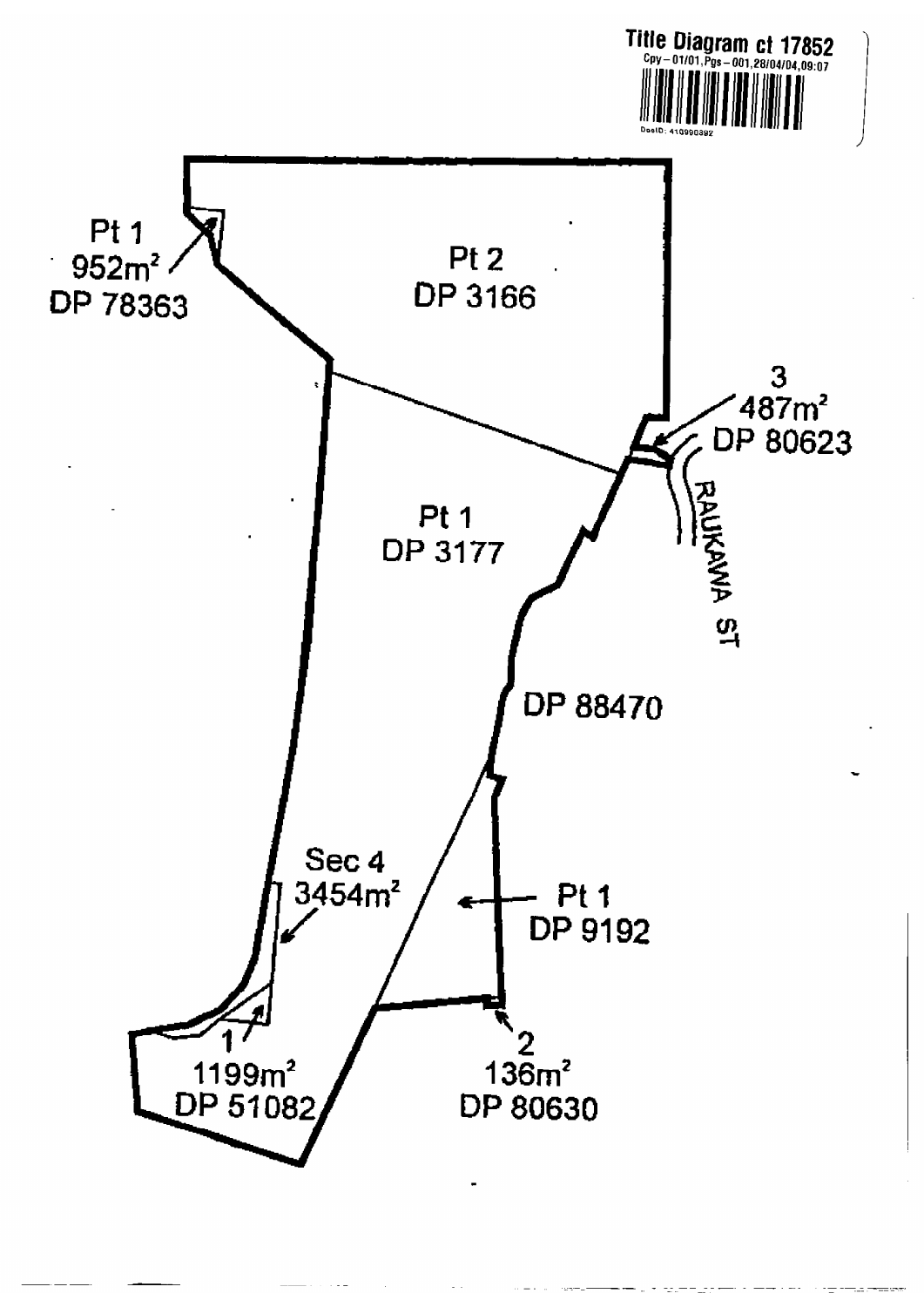# Title Diagram ct 17852

Cpy – 01/01, Pgs – 001, 28/04/04, 09:07

DocID: 410990392

Pt 1
952m²
DP 78363

Pt 2
DP 3166

3
487m²
DP 80623

RAUKAWA ST

Pt 1
DP 3177

DP 88470

Sec 4
3454m²

Pt 1
DP 9192

1
1199m²
DP 51082

2
136m²
DP 80630